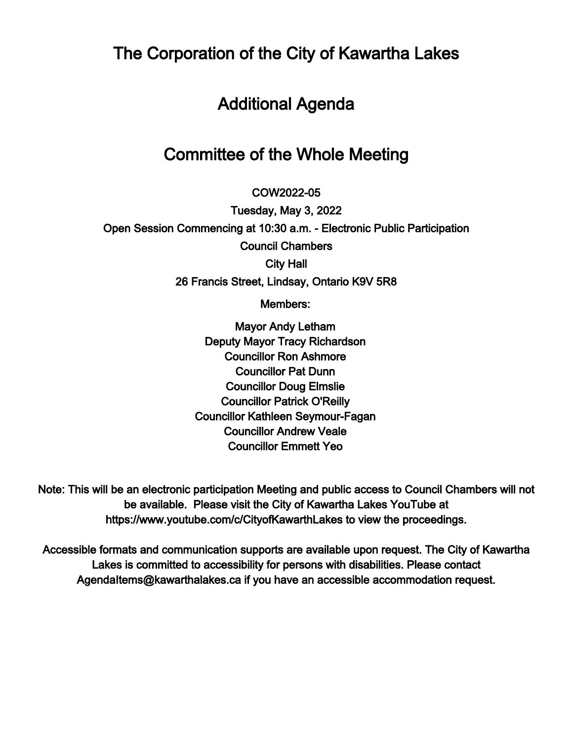# The Corporation of the City of Kawartha Lakes

# Additional Agenda

# Committee of the Whole Meeting

COW2022-05

Tuesday, May 3, 2022

Open Session Commencing at 10:30 a.m. - Electronic Public Participation

Council Chambers

City Hall

26 Francis Street, Lindsay, Ontario K9V 5R8

Members:

Mayor Andy Letham
Deputy Mayor Tracy Richardson
Councillor Ron Ashmore
Councillor Pat Dunn
Councillor Doug Elmslie
Councillor Patrick O'Reilly
Councillor Kathleen Seymour-Fagan
Councillor Andrew Veale
Councillor Emmett Yeo

Note: This will be an electronic participation Meeting and public access to Council Chambers will not be available. Please visit the City of Kawartha Lakes YouTube at https://www.youtube.com/c/CityofKawarthLakes to view the proceedings.

Accessible formats and communication supports are available upon request. The City of Kawartha Lakes is committed to accessibility for persons with disabilities. Please contact AgendaItems@kawarthalakes.ca if you have an accessible accommodation request.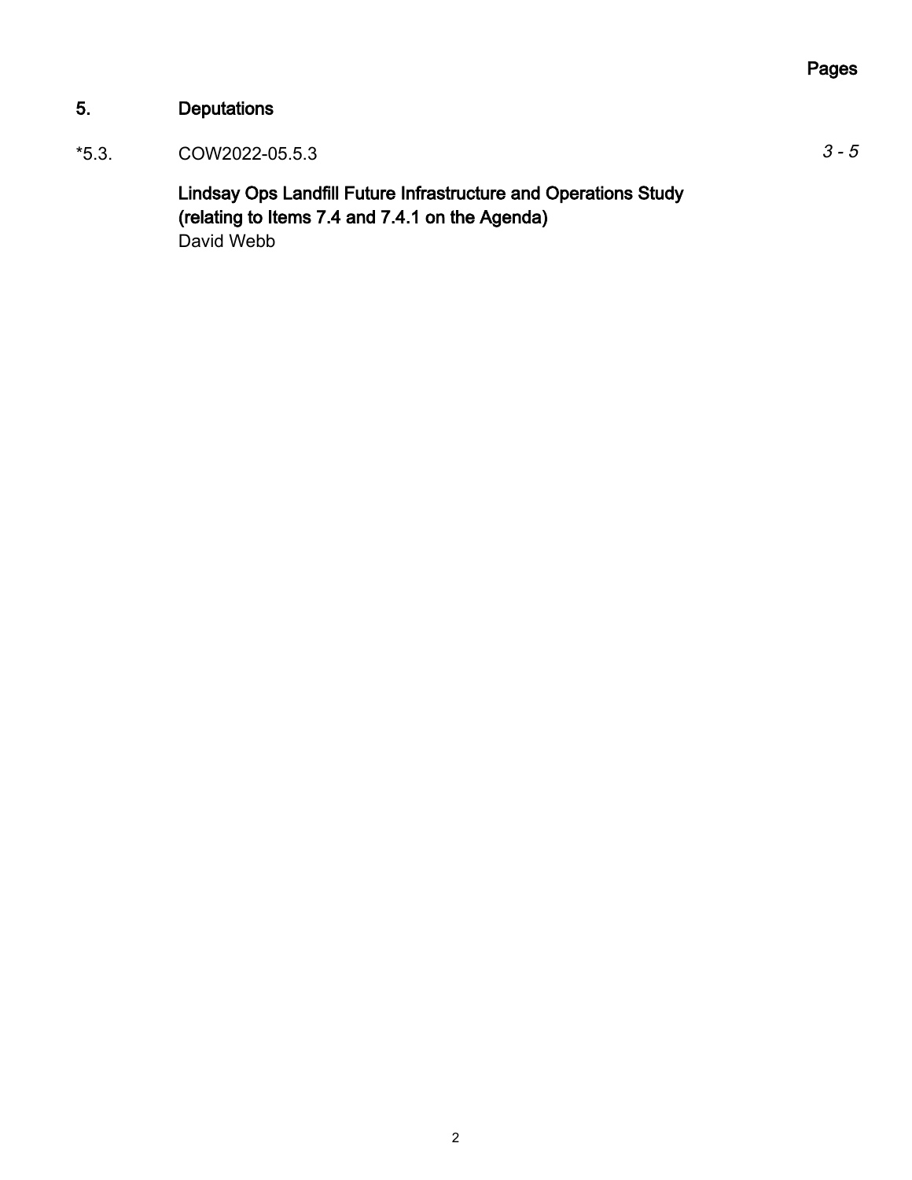Pages

## 5. Deputations

*5.3. COW2022-05.5.3 *3 - 5*

**Lindsay Ops Landfill Future Infrastructure and Operations Study (relating to Items 7.4 and 7.4.1 on the Agenda)**
David Webb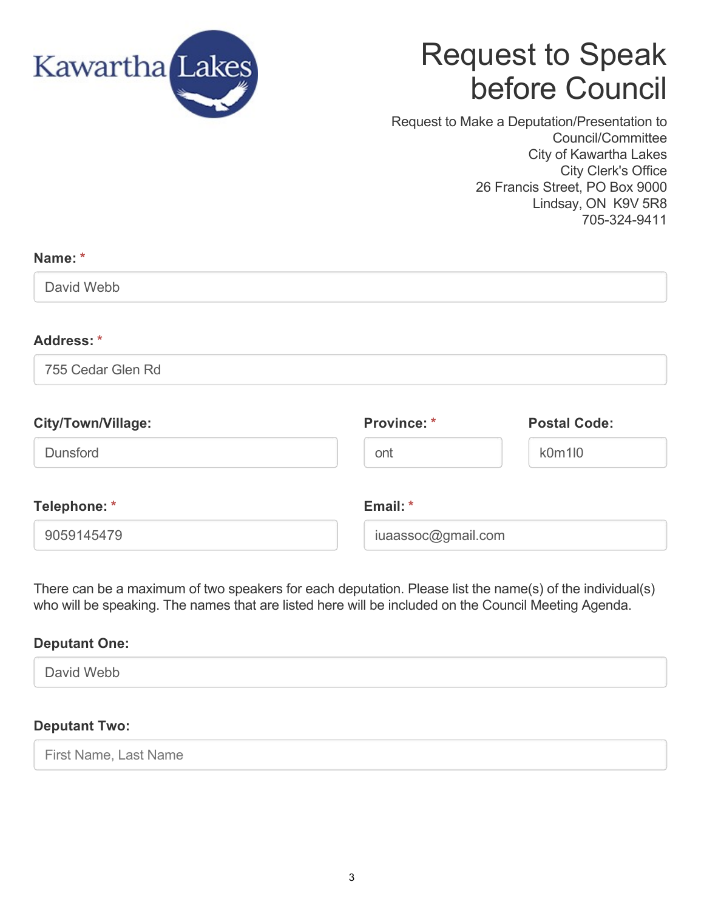Kawartha Lakes

# Request to Speak before Council

Request to Make a Deputation/Presentation to Council/Committee
City of Kawartha Lakes
City Clerk's Office
26 Francis Street, PO Box 9000
Lindsay, ON K9V 5R8
705-324-9411

**Name:** *

David Webb

**Address:** *

755 Cedar Glen Rd

**City/Town/Village:**

Dunsford

**Province:** *

ont

**Postal Code:**

k0m1l0

**Telephone:** *

9059145479

**Email:** *

iuaassoc@gmail.com

There can be a maximum of two speakers for each deputation. Please list the name(s) of the individual(s) who will be speaking. The names that are listed here will be included on the Council Meeting Agenda.

**Deputant One:**

David Webb

**Deputant Two:**

First Name, Last Name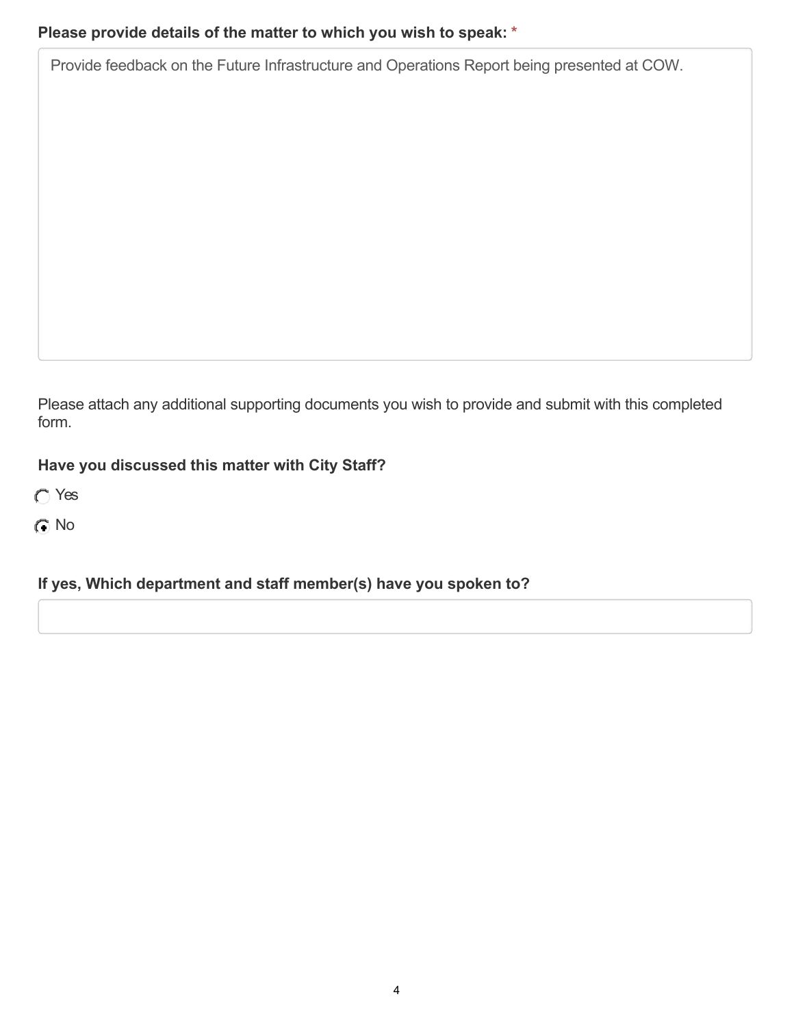**Please provide details of the matter to which you wish to speak:** *

Provide feedback on the Future Infrastructure and Operations Report being presented at COW.

Please attach any additional supporting documents you wish to provide and submit with this completed form.

**Have you discussed this matter with City Staff?**

- ◯ Yes
- ◉ No

**If yes, Which department and staff member(s) have you spoken to?**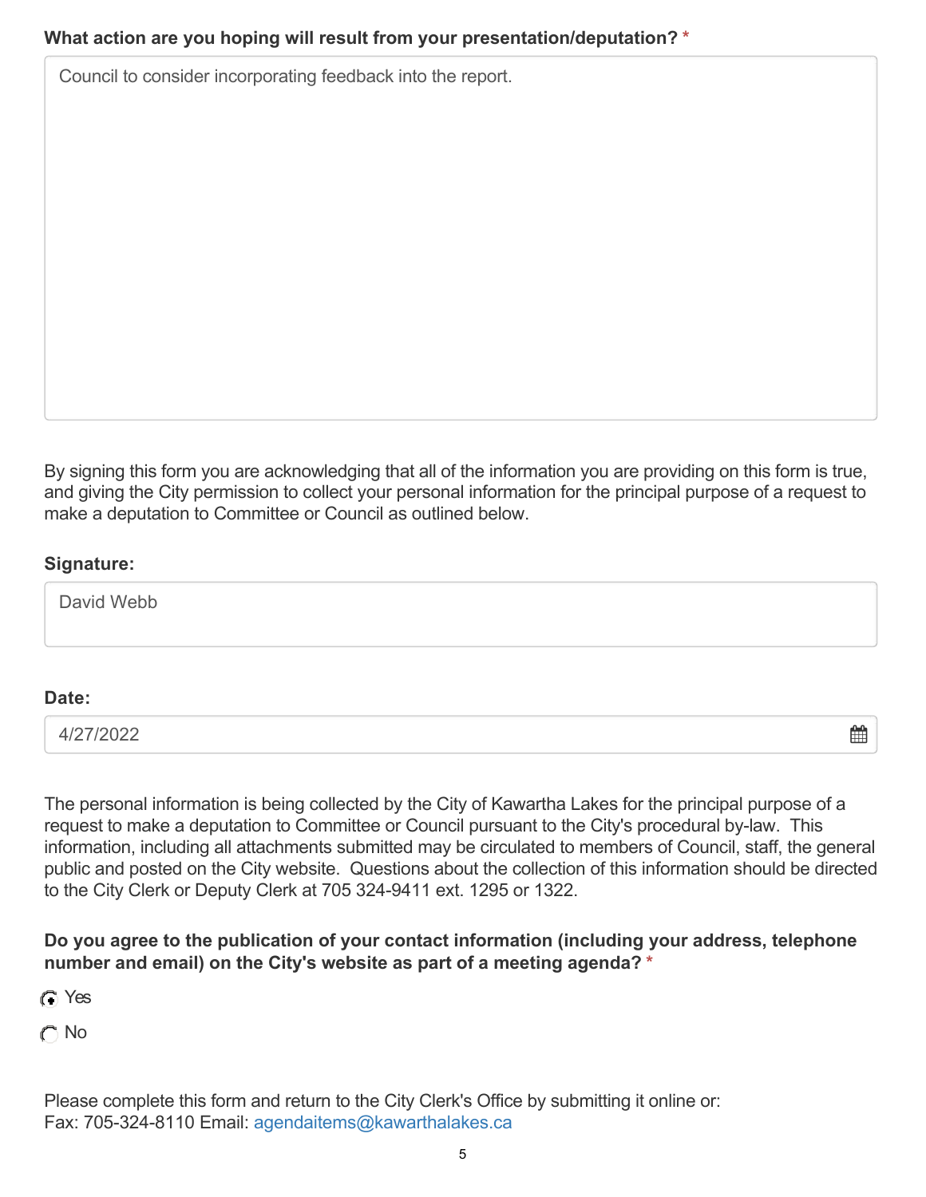**What action are you hoping will result from your presentation/deputation?** *

Council to consider incorporating feedback into the report.

By signing this form you are acknowledging that all of the information you are providing on this form is true, and giving the City permission to collect your personal information for the principal purpose of a request to make a deputation to Committee or Council as outlined below.

**Signature:**

David Webb

**Date:**

4/27/2022

The personal information is being collected by the City of Kawartha Lakes for the principal purpose of a request to make a deputation to Committee or Council pursuant to the City's procedural by-law. This information, including all attachments submitted may be circulated to members of Council, staff, the general public and posted on the City website. Questions about the collection of this information should be directed to the City Clerk or Deputy Clerk at 705 324-9411 ext. 1295 or 1322.

**Do you agree to the publication of your contact information (including your address, telephone number and email) on the City's website as part of a meeting agenda?** *

- (●) Yes
- ( ) No

Please complete this form and return to the City Clerk's Office by submitting it online or:
Fax: 705-324-8110 Email: agendaitems@kawarthalakes.ca